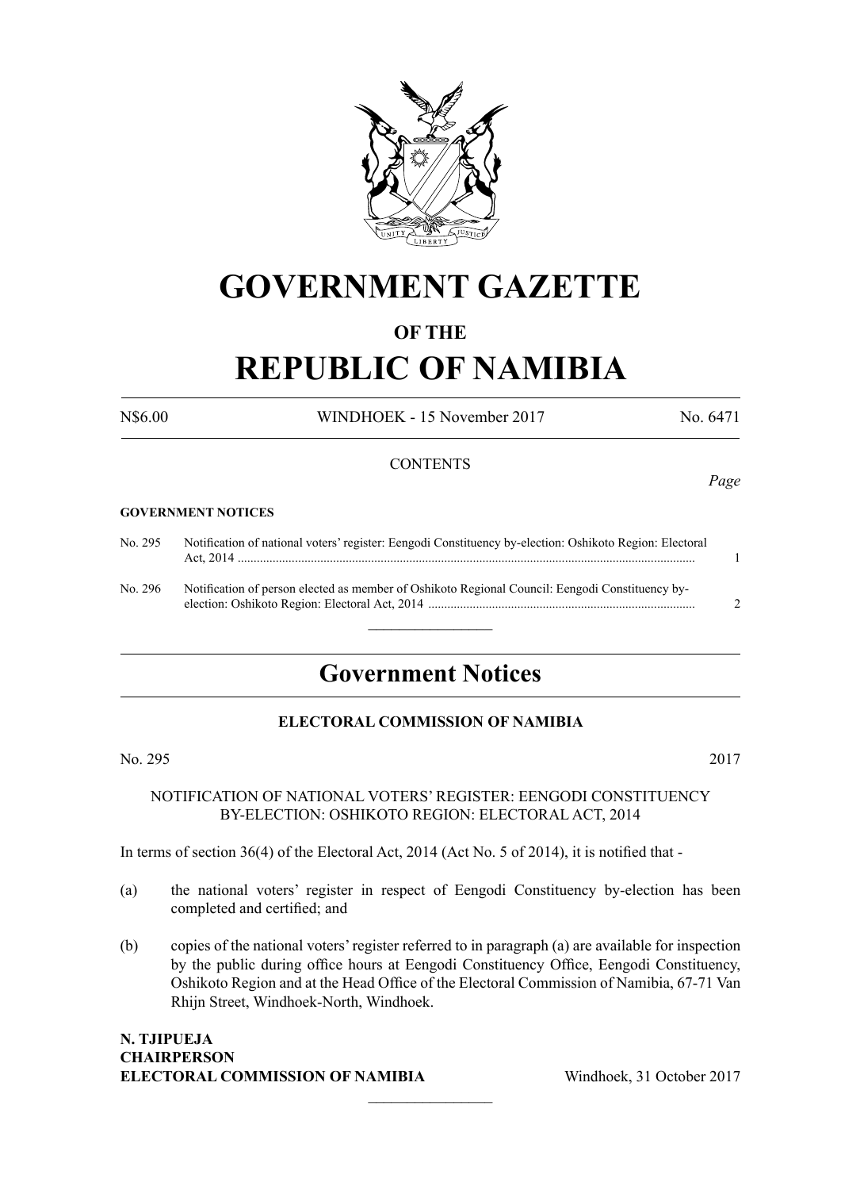# GOVERNMENT GAZETTE

## OF THE

# REPUBLIC OF NAMIBIA

N$6.00 WINDHOEK - 15 November 2017 No. 6471

CONTENTS

*Page*

**GOVERNMENT NOTICES**

| | | |
|---|---|---|
| No. 295 | Notification of national voters' register: Eengodi Constituency by-election: Oshikoto Region: Electoral Act, 2014 | 1 |
| No. 296 | Notification of person elected as member of Oshikoto Regional Council: Eengodi Constituency by-election: Oshikoto Region: Electoral Act, 2014 | 2 |

## Government Notices

### ELECTORAL COMMISSION OF NAMIBIA

No. 295 2017

NOTIFICATION OF NATIONAL VOTERS' REGISTER: EENGODI CONSTITUENCY BY-ELECTION: OSHIKOTO REGION: ELECTORAL ACT, 2014

In terms of section 36(4) of the Electoral Act, 2014 (Act No. 5 of 2014), it is notified that -

(a) the national voters' register in respect of Eengodi Constituency by-election has been completed and certified; and

(b) copies of the national voters' register referred to in paragraph (a) are available for inspection by the public during office hours at Eengodi Constituency Office, Eengodi Constituency, Oshikoto Region and at the Head Office of the Electoral Commission of Namibia, 67-71 Van Rhijn Street, Windhoek-North, Windhoek.

**N. TJIPUEJA**
**CHAIRPERSON**
**ELECTORAL COMMISSION OF NAMIBIA** Windhoek, 31 October 2017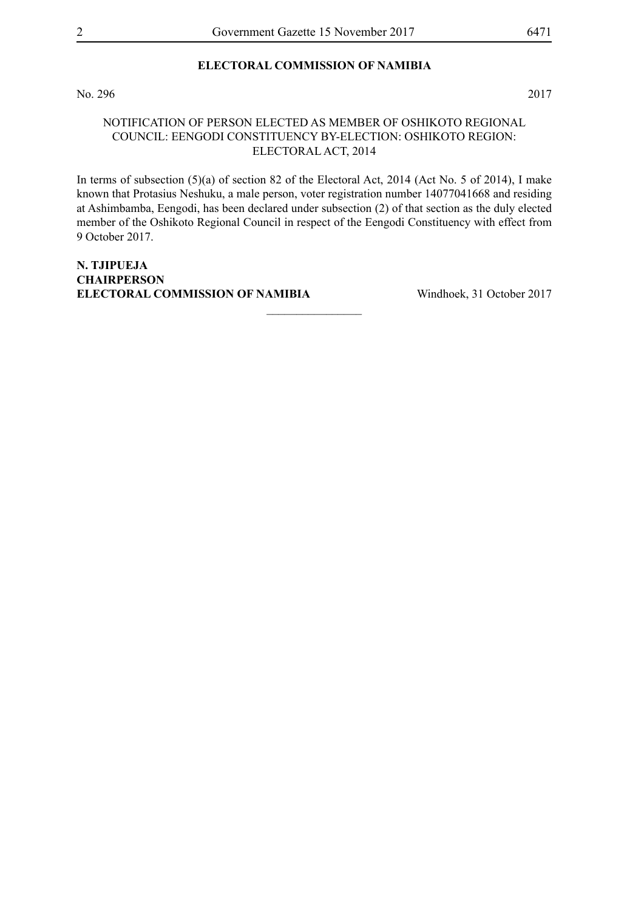## ELECTORAL COMMISSION OF NAMIBIA

No. 296 2017

NOTIFICATION OF PERSON ELECTED AS MEMBER OF OSHIKOTO REGIONAL COUNCIL: EENGODI CONSTITUENCY BY-ELECTION: OSHIKOTO REGION: ELECTORAL ACT, 2014

In terms of subsection (5)(a) of section 82 of the Electoral Act, 2014 (Act No. 5 of 2014), I make known that Protasius Neshuku, a male person, voter registration number 14077041668 and residing at Ashimbamba, Eengodi, has been declared under subsection (2) of that section as the duly elected member of the Oshikoto Regional Council in respect of the Eengodi Constituency with effect from 9 October 2017.

**N. TJIPUEJA**
**CHAIRPERSON**
**ELECTORAL COMMISSION OF NAMIBIA** Windhoek, 31 October 2017

________________